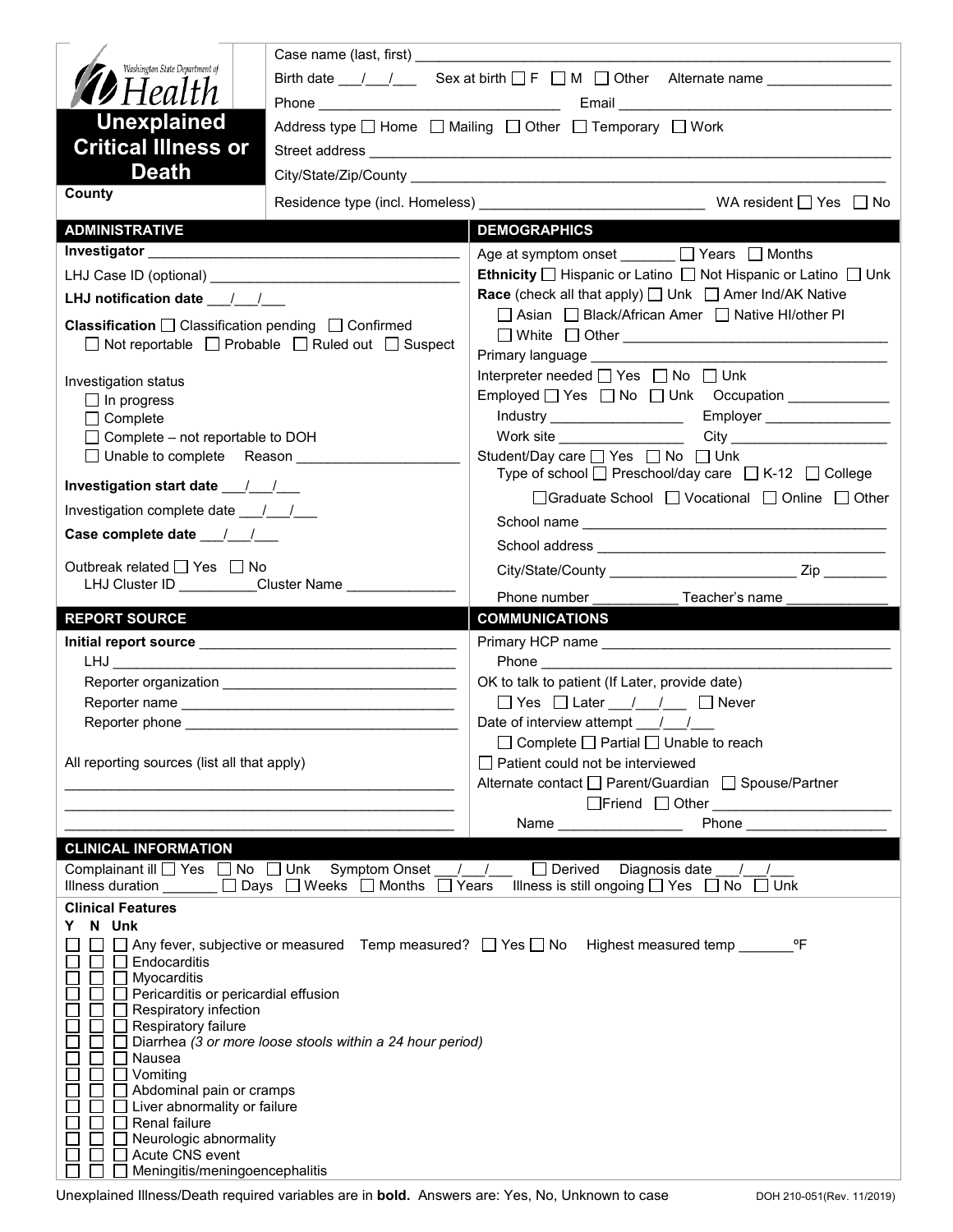Washington State Department of Health

# Unexplained Critical Illness or Death

County

Case name (last, first) ____________________

Birth date ___/___/___ Sex at birth ☐ F ☐ M ☐ Other Alternate name ____________

Phone ____________________ Email ____________________

Address type ☐ Home ☐ Mailing ☐ Other ☐ Temporary ☐ Work

Street address ____________________

City/State/Zip/County ____________________

Residence type (incl. Homeless) ____________________ WA resident ☐ Yes ☐ No

## ADMINISTRATIVE

**Investigator** ____________________

LHJ Case ID (optional) ____________________

**LHJ notification date** ___/___/___

**Classification** ☐ Classification pending ☐ Confirmed ☐ Not reportable ☐ Probable ☐ Ruled out ☐ Suspect

Investigation status
- ☐ In progress
- ☐ Complete
- ☐ Complete – not reportable to DOH
- ☐ Unable to complete Reason ____________

**Investigation start date** ___/___/___

Investigation complete date ___/___/___

**Case complete date** ___/___/___

Outbreak related ☐ Yes ☐ No
LHJ Cluster ID __________ Cluster Name ____________

## DEMOGRAPHICS

Age at symptom onset _______ ☐ Years ☐ Months

**Ethnicity** ☐ Hispanic or Latino ☐ Not Hispanic or Latino ☐ Unk

**Race** (check all that apply) ☐ Unk ☐ Amer Ind/AK Native ☐ Asian ☐ Black/African Amer ☐ Native HI/other PI ☐ White ☐ Other ____________

Primary language ____________________

Interpreter needed ☐ Yes ☐ No ☐ Unk

Employed ☐ Yes ☐ No ☐ Unk Occupation ____________

Industry ____________ Employer ____________

Work site ____________ City ____________

Student/Day care ☐ Yes ☐ No ☐ Unk
Type of school ☐ Preschool/day care ☐ K-12 ☐ College ☐ Graduate School ☐ Vocational ☐ Online ☐ Other

School name ____________________

School address ____________________

City/State/County ____________ Zip ________

Phone number ___________ Teacher's name ____________

## REPORT SOURCE

**Initial report source** ____________________

LHJ ____________________

Reporter organization ____________________

Reporter name ____________________

Reporter phone ____________________

All reporting sources (list all that apply)

____________________

____________________

____________________

## COMMUNICATIONS

Primary HCP name ____________________

Phone ____________________

OK to talk to patient (If Later, provide date)
☐ Yes ☐ Later ___/___/___ ☐ Never

Date of interview attempt ___/___/___
☐ Complete ☐ Partial ☐ Unable to reach

☐ Patient could not be interviewed

Alternate contact ☐ Parent/Guardian ☐ Spouse/Partner ☐ Friend ☐ Other ____________

Name ____________ Phone ____________

## CLINICAL INFORMATION

Complainant ill ☐ Yes ☐ No ☐ Unk Symptom Onset ___/___/___ ☐ Derived Diagnosis date ___/___/___

Illness duration _______ ☐ Days ☐ Weeks ☐ Months ☐ Years Illness is still ongoing ☐ Yes ☐ No ☐ Unk

**Clinical Features**

| Y | N | Unk | |
|---|---|---|---|
| ☐ | ☐ | ☐ | Any fever, subjective or measured Temp measured? ☐ Yes ☐ No Highest measured temp _______ ºF |
| ☐ | ☐ | ☐ | Endocarditis |
| ☐ | ☐ | ☐ | Myocarditis |
| ☐ | ☐ | ☐ | Pericarditis or pericardial effusion |
| ☐ | ☐ | ☐ | Respiratory infection |
| ☐ | ☐ | ☐ | Respiratory failure |
| ☐ | ☐ | ☐ | Diarrhea *(3 or more loose stools within a 24 hour period)* |
| ☐ | ☐ | ☐ | Nausea |
| ☐ | ☐ | ☐ | Vomiting |
| ☐ | ☐ | ☐ | Abdominal pain or cramps |
| ☐ | ☐ | ☐ | Liver abnormality or failure |
| ☐ | ☐ | ☐ | Renal failure |
| ☐ | ☐ | ☐ | Neurologic abnormality |
| ☐ | ☐ | ☐ | Acute CNS event |
| ☐ | ☐ | ☐ | Meningitis/meningoencephalitis |

Unexplained Illness/Death required variables are in **bold**. Answers are: Yes, No, Unknown to case

DOH 210-051(Rev. 11/2019)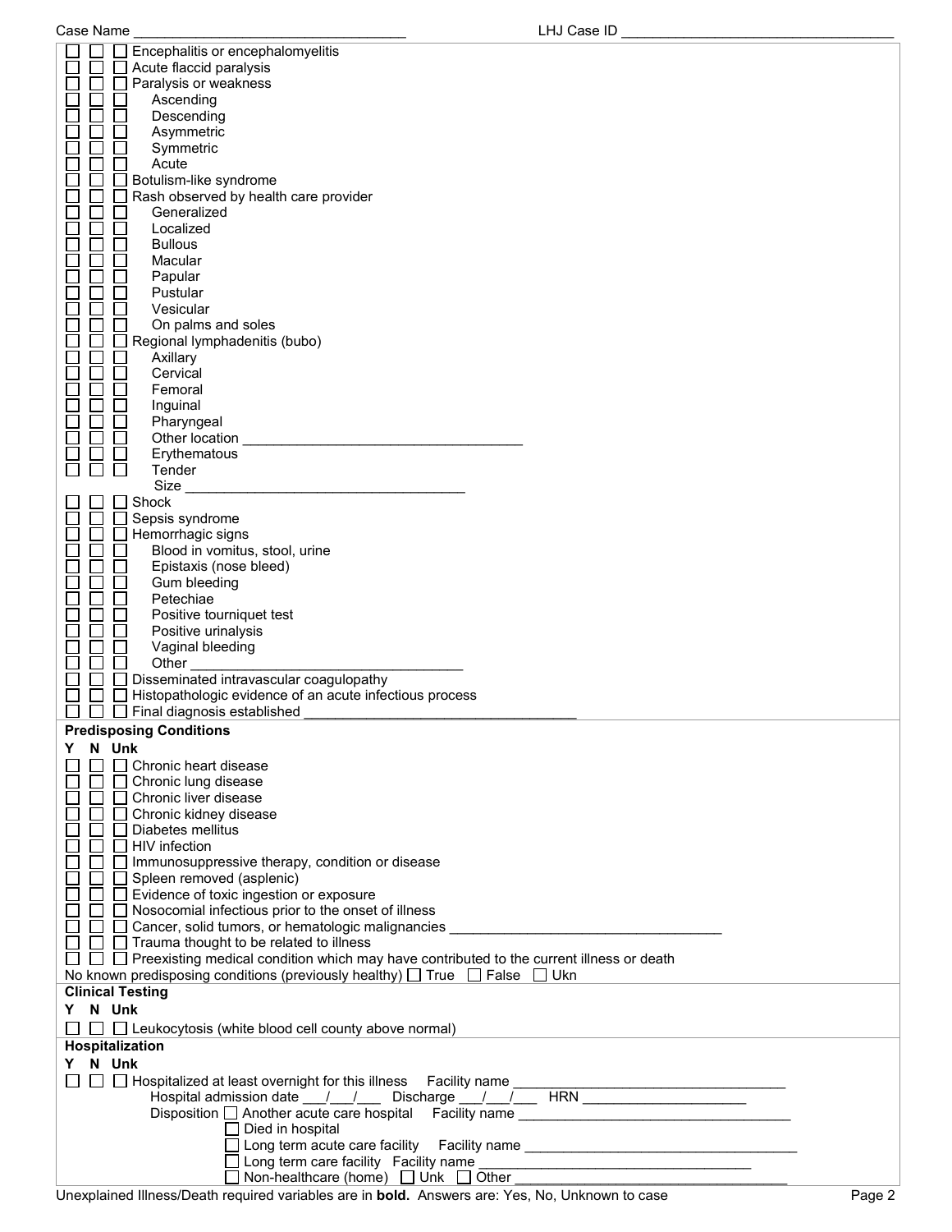Case Name ______________________________ LHJ Case ID ______________________________

- ☐ ☐ ☐ Encephalitis or encephalomyelitis
- ☐ ☐ ☐ Acute flaccid paralysis
- ☐ ☐ ☐ Paralysis or weakness
  - ☐ ☐ ☐ Ascending
  - ☐ ☐ ☐ Descending
  - ☐ ☐ ☐ Asymmetric
  - ☐ ☐ ☐ Symmetric
  - ☐ ☐ ☐ Acute
- ☐ ☐ ☐ Botulism-like syndrome
- ☐ ☐ ☐ Rash observed by health care provider
  - ☐ ☐ ☐ Generalized
  - ☐ ☐ ☐ Localized
  - ☐ ☐ ☐ Bullous
  - ☐ ☐ ☐ Macular
  - ☐ ☐ ☐ Papular
  - ☐ ☐ ☐ Pustular
  - ☐ ☐ ☐ Vesicular
  - ☐ ☐ ☐ On palms and soles
- ☐ ☐ ☐ Regional lymphadenitis (bubo)
  - ☐ ☐ ☐ Axillary
  - ☐ ☐ ☐ Cervical
  - ☐ ☐ ☐ Femoral
  - ☐ ☐ ☐ Inguinal
  - ☐ ☐ ☐ Pharyngeal
  - ☐ ☐ ☐ Other location ______________________________
  - ☐ ☐ ☐ Erythematous
  - ☐ ☐ ☐ Tender
  - Size ______________________________
- ☐ ☐ ☐ Shock
- ☐ ☐ ☐ Sepsis syndrome
- ☐ ☐ ☐ Hemorrhagic signs
  - ☐ ☐ ☐ Blood in vomitus, stool, urine
  - ☐ ☐ ☐ Epistaxis (nose bleed)
  - ☐ ☐ ☐ Gum bleeding
  - ☐ ☐ ☐ Petechiae
  - ☐ ☐ ☐ Positive tourniquet test
  - ☐ ☐ ☐ Positive urinalysis
  - ☐ ☐ ☐ Vaginal bleeding
  - ☐ ☐ ☐ Other ______________________________
- ☐ ☐ ☐ Disseminated intravascular coagulopathy
- ☐ ☐ ☐ Histopathologic evidence of an acute infectious process
- ☐ ☐ ☐ Final diagnosis established ______________________________

**Predisposing Conditions**

**Y N Unk**

- ☐ ☐ ☐ Chronic heart disease
- ☐ ☐ ☐ Chronic lung disease
- ☐ ☐ ☐ Chronic liver disease
- ☐ ☐ ☐ Chronic kidney disease
- ☐ ☐ ☐ Diabetes mellitus
- ☐ ☐ ☐ HIV infection
- ☐ ☐ ☐ Immunosuppressive therapy, condition or disease
- ☐ ☐ ☐ Spleen removed (asplenic)
- ☐ ☐ ☐ Evidence of toxic ingestion or exposure
- ☐ ☐ ☐ Nosocomial infectious prior to the onset of illness
- ☐ ☐ ☐ Cancer, solid tumors, or hematologic malignancies ______________________________
- ☐ ☐ ☐ Trauma thought to be related to illness
- ☐ ☐ ☐ Preexisting medical condition which may have contributed to the current illness or death

No known predisposing conditions (previously healthy) ☐ True ☐ False ☐ Ukn

**Clinical Testing**

**Y N Unk**

- ☐ ☐ ☐ Leukocytosis (white blood cell county above normal)

**Hospitalization**

**Y N Unk**

- ☐ ☐ ☐ Hospitalized at least overnight for this illness Facility name ______________________________

  Hospital admission date ___/___/___ Discharge ___/___/___ HRN ____________________

  Disposition ☐ Another acute care hospital Facility name ______________________________
  - ☐ Died in hospital
  - ☐ Long term acute care facility Facility name ______________________________
  - ☐ Long term care facility Facility name ______________________________
  - ☐ Non-healthcare (home) ☐ Unk ☐ Other ______________________________

Unexplained Illness/Death required variables are in **bold.** Answers are: Yes, No, Unknown to case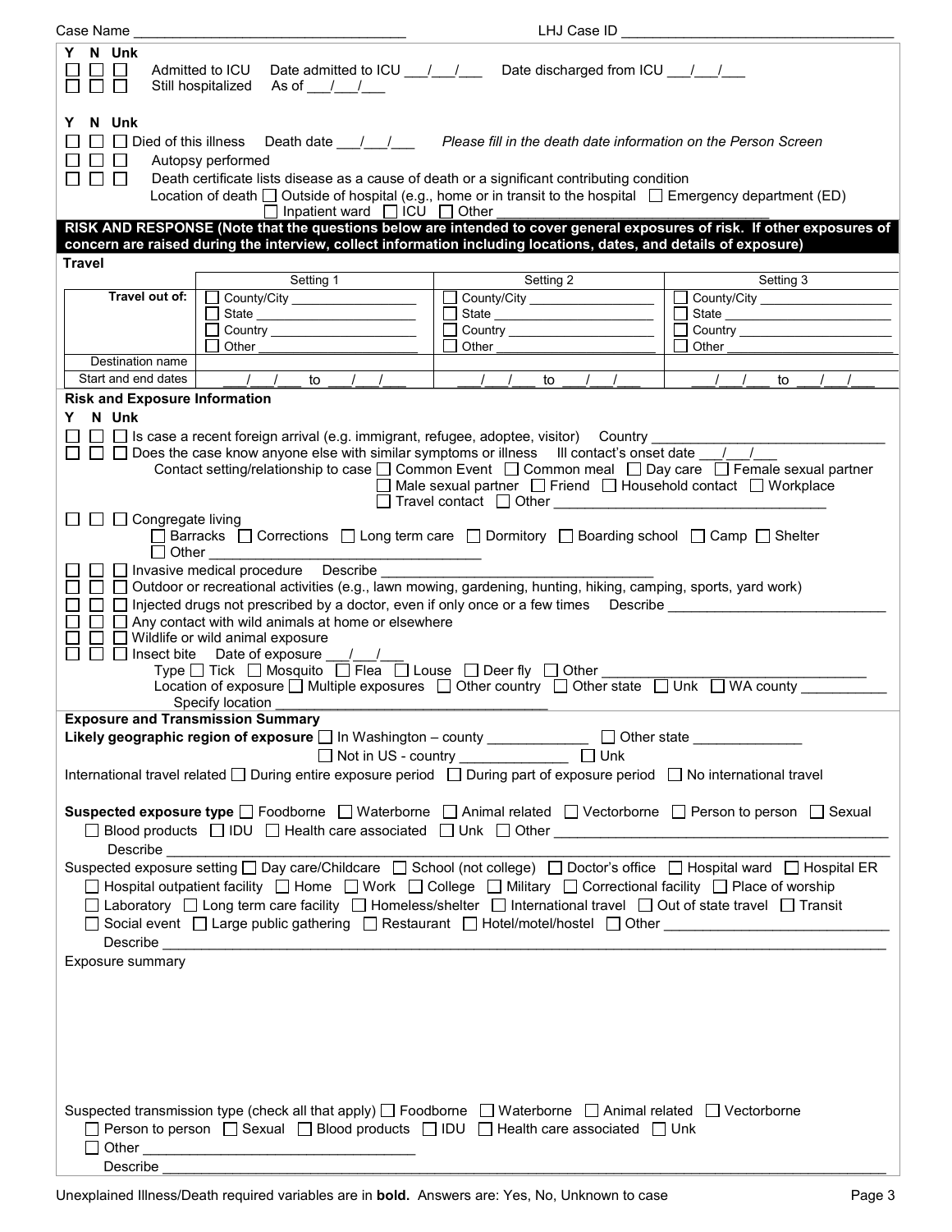Case Name ________________________________ LHJ Case ID ________________________________

| Y | N | Unk | |
|---|---|---|---|
| ☐ | ☐ | ☐ | Admitted to ICU Date admitted to ICU ___/___/___ Date discharged from ICU ___/___/___ |
| ☐ | ☐ | ☐ | Still hospitalized As of ___/___/___ |

| Y | N | Unk | |
|---|---|---|---|
| ☐ | ☐ | ☐ | Died of this illness Death date ___/___/___ *Please fill in the death date information on the Person Screen* |
| ☐ | ☐ | ☐ | Autopsy performed |
| ☐ | ☐ | ☐ | Death certificate lists disease as a cause of death or a significant contributing condition |

Location of death ☐ Outside of hospital (e.g., home or in transit to the hospital ☐ Emergency department (ED) ☐ Inpatient ward ☐ ICU ☐ Other ________________________________

## RISK AND RESPONSE (Note that the questions below are intended to cover general exposures of risk. If other exposures of concern are raised during the interview, collect information including locations, dates, and details of exposure)

### Travel

| | Setting 1 | Setting 2 | Setting 3 |
|---|---|---|---|
| **Travel out of:** | ☐ County/City ________________ ☐ State ________________ ☐ Country ________________ ☐ Other ________________ | ☐ County/City ________________ ☐ State ________________ ☐ Country ________________ ☐ Other ________________ | ☐ County/City ________________ ☐ State ________________ ☐ Country ________________ ☐ Other ________________ |
| Destination name | | | |
| Start and end dates | ___/___/___ to ___/___/___ | ___/___/___ to ___/___/___ | ___/___/___ to ___/___/___ |

### Risk and Exposure Information

**Y N Unk**

☐ ☐ ☐ Is case a recent foreign arrival (e.g. immigrant, refugee, adoptee, visitor) Country ________________________

☐ ☐ ☐ Does the case know anyone else with similar symptoms or illness Ill contact's onset date ___/___/___
Contact setting/relationship to case ☐ Common Event ☐ Common meal ☐ Day care ☐ Female sexual partner ☐ Male sexual partner ☐ Friend ☐ Household contact ☐ Workplace ☐ Travel contact ☐ Other ________________________________

☐ ☐ ☐ Congregate living
☐ Barracks ☐ Corrections ☐ Long term care ☐ Dormitory ☐ Boarding school ☐ Camp ☐ Shelter ☐ Other ________________________________

☐ ☐ ☐ Invasive medical procedure Describe ________________________________

☐ ☐ ☐ Outdoor or recreational activities (e.g., lawn mowing, gardening, hunting, hiking, camping, sports, yard work)

☐ ☐ ☐ Injected drugs not prescribed by a doctor, even if only once or a few times Describe ________________________

☐ ☐ ☐ Any contact with wild animals at home or elsewhere

☐ ☐ ☐ Wildlife or wild animal exposure

☐ ☐ ☐ Insect bite Date of exposure ___/___/___
Type ☐ Tick ☐ Mosquito ☐ Flea ☐ Louse ☐ Deer fly ☐ Other ________________________________
Location of exposure ☐ Multiple exposures ☐ Other country ☐ Other state ☐ Unk ☐ WA county __________
Specify location ________________________________

### Exposure and Transmission Summary

**Likely geographic region of exposure** ☐ In Washington – county ____________ ☐ Other state ____________ ☐ Not in US - country ____________ ☐ Unk

International travel related ☐ During entire exposure period ☐ During part of exposure period ☐ No international travel

**Suspected exposure type** ☐ Foodborne ☐ Waterborne ☐ Animal related ☐ Vectorborne ☐ Person to person ☐ Sexual ☐ Blood products ☐ IDU ☐ Health care associated ☐ Unk ☐ Other ________________________________
Describe ________________________________

Suspected exposure setting ☐ Day care/Childcare ☐ School (not college) ☐ Doctor's office ☐ Hospital ward ☐ Hospital ER ☐ Hospital outpatient facility ☐ Home ☐ Work ☐ College ☐ Military ☐ Correctional facility ☐ Place of worship ☐ Laboratory ☐ Long term care facility ☐ Homeless/shelter ☐ International travel ☐ Out of state travel ☐ Transit ☐ Social event ☐ Large public gathering ☐ Restaurant ☐ Hotel/motel/hostel ☐ Other ________________________
Describe ________________________________

Exposure summary

Suspected transmission type (check all that apply) ☐ Foodborne ☐ Waterborne ☐ Animal related ☐ Vectorborne ☐ Person to person ☐ Sexual ☐ Blood products ☐ IDU ☐ Health care associated ☐ Unk ☐ Other ________________________________
Describe ________________________________

Unexplained Illness/Death required variables are in **bold**. Answers are: Yes, No, Unknown to case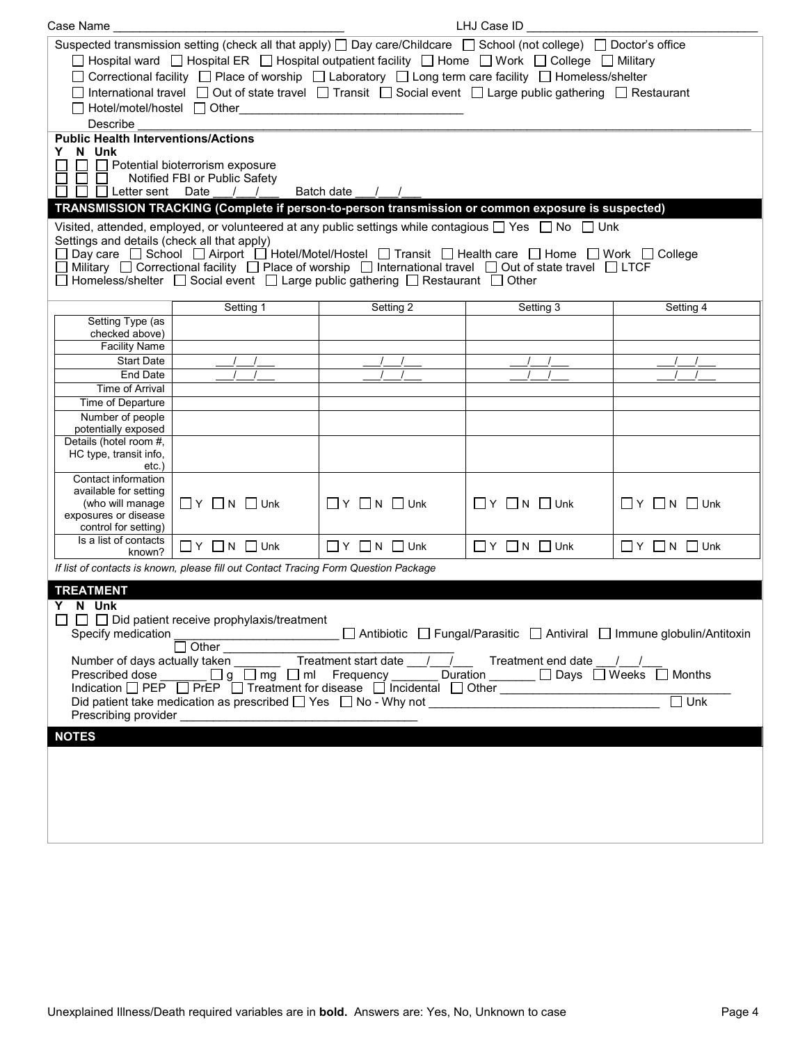Case Name ________________________________ LHJ Case ID ________________________________

Suspected transmission setting (check all that apply) ☐ Day care/Childcare ☐ School (not college) ☐ Doctor's office
☐ Hospital ward ☐ Hospital ER ☐ Hospital outpatient facility ☐ Home ☐ Work ☐ College ☐ Military
☐ Correctional facility ☐ Place of worship ☐ Laboratory ☐ Long term care facility ☐ Homeless/shelter
☐ International travel ☐ Out of state travel ☐ Transit ☐ Social event ☐ Large public gathering ☐ Restaurant
☐ Hotel/motel/hostel ☐ Other________________________________
Describe ________________________________________________________________________________

**Public Health Interventions/Actions**

**Y N Unk**

☐ ☐ ☐ Potential bioterrorism exposure
☐ ☐ ☐ Notified FBI or Public Safety
☐ ☐ ☐ Letter sent Date ___/___/___ Batch date ___/___/___

## TRANSMISSION TRACKING (Complete if person-to-person transmission or common exposure is suspected)

Visited, attended, employed, or volunteered at any public settings while contagious ☐ Yes ☐ No ☐ Unk
Settings and details (check all that apply)
☐ Day care ☐ School ☐ Airport ☐ Hotel/Motel/Hostel ☐ Transit ☐ Health care ☐ Home ☐ Work ☐ College
☐ Military ☐ Correctional facility ☐ Place of worship ☐ International travel ☐ Out of state travel ☐ LTCF
☐ Homeless/shelter ☐ Social event ☐ Large public gathering ☐ Restaurant ☐ Other

| | Setting 1 | Setting 2 | Setting 3 | Setting 4 |
|---|---|---|---|---|
| Setting Type (as checked above) | | | | |
| Facility Name | | | | |
| Start Date | ___/___/___ | ___/___/___ | ___/___/___ | ___/___/___ |
| End Date | ___/___/___ | ___/___/___ | ___/___/___ | ___/___/___ |
| Time of Arrival | | | | |
| Time of Departure | | | | |
| Number of people potentially exposed | | | | |
| Details (hotel room #, HC type, transit info, etc.) | | | | |
| Contact information available for setting (who will manage exposures or disease control for setting) | ☐ Y ☐ N ☐ Unk | ☐ Y ☐ N ☐ Unk | ☐ Y ☐ N ☐ Unk | ☐ Y ☐ N ☐ Unk |
| Is a list of contacts known? | ☐ Y ☐ N ☐ Unk | ☐ Y ☐ N ☐ Unk | ☐ Y ☐ N ☐ Unk | ☐ Y ☐ N ☐ Unk |

*If list of contacts is known, please fill out Contact Tracing Form Question Package*

## TREATMENT

**Y N Unk**

☐ ☐ ☐ Did patient receive prophylaxis/treatment
Specify medication ________________________ ☐ Antibiotic ☐ Fungal/Parasitic ☐ Antiviral ☐ Immune globulin/Antitoxin
☐ Other ________________________________
Number of days actually taken _______ Treatment start date ___/___/___ Treatment end date ___/___/___
Prescribed dose _______ ☐ g ☐ mg ☐ ml Frequency _______ Duration _______ ☐ Days ☐ Weeks ☐ Months
Indication ☐ PEP ☐ PrEP ☐ Treatment for disease ☐ Incidental ☐ Other ________________________________
Did patient take medication as prescribed ☐ Yes ☐ No - Why not ________________________________ ☐ Unk
Prescribing provider ________________________________

## NOTES

Unexplained Illness/Death required variables are in **bold**. Answers are: Yes, No, Unknown to case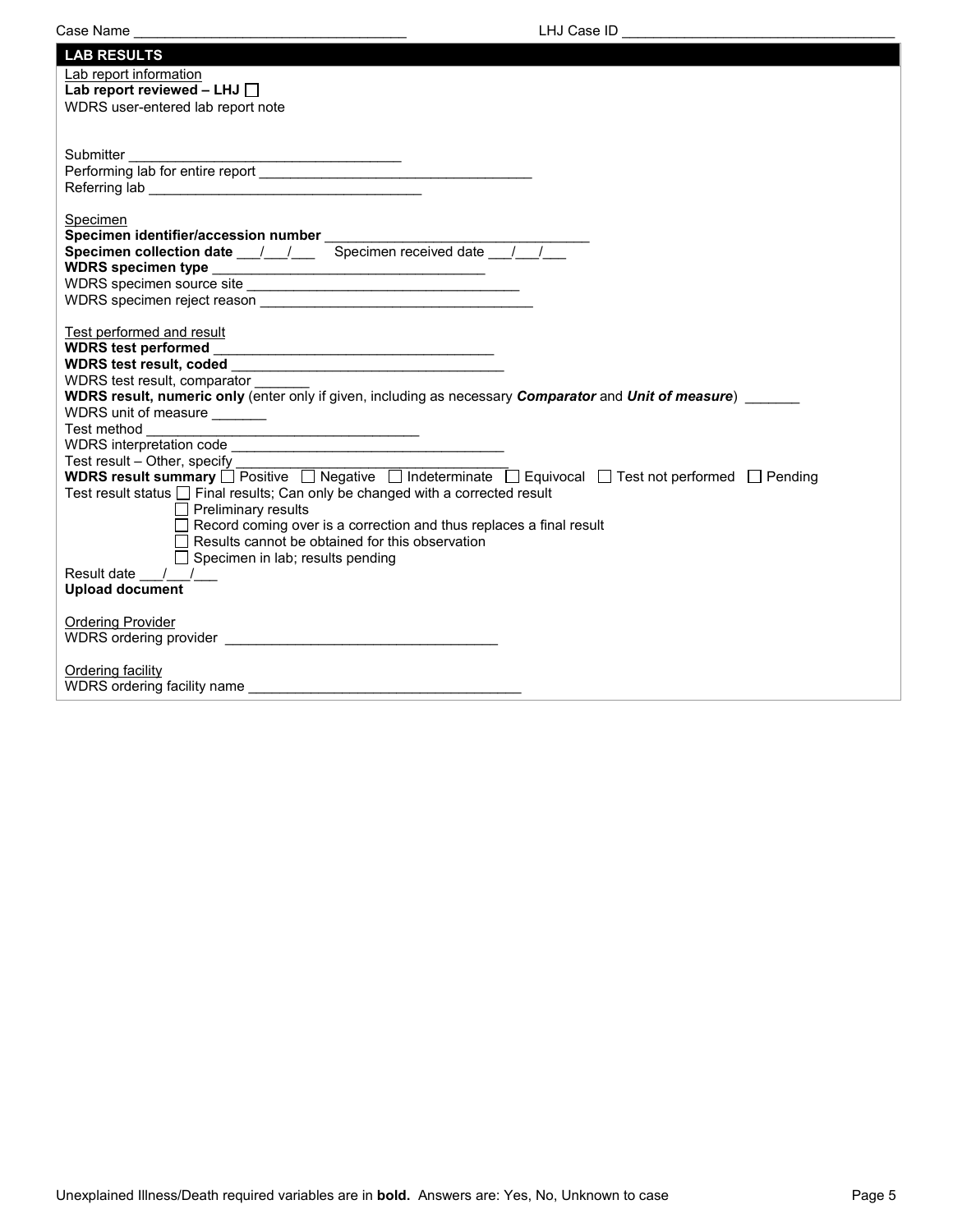Case Name ___________________________________ LHJ Case ID ___________________________________

## LAB RESULTS

Lab report information

**Lab report reviewed – LHJ** ☐

WDRS user-entered lab report note

Submitter ___________________________________

Performing lab for entire report ___________________________________

Referring lab ___________________________________

Specimen

**Specimen identifier/accession number** ___________________________________

**Specimen collection date** ___/___/___ Specimen received date ___/___/___

**WDRS specimen type** ___________________________________

WDRS specimen source site ___________________________________

WDRS specimen reject reason ___________________________________

Test performed and result

**WDRS test performed** ___________________________________

**WDRS test result, coded** ___________________________________

WDRS test result, comparator _______

**WDRS result, numeric only** (enter only if given, including as necessary ***Comparator*** and ***Unit of measure***) _______

WDRS unit of measure _______

Test method ___________________________________

WDRS interpretation code ___________________________________

Test result – Other, specify ___________________________________

**WDRS result summary** ☐ Positive ☐ Negative ☐ Indeterminate ☐ Equivocal ☐ Test not performed ☐ Pending

Test result status ☐ Final results; Can only be changed with a corrected result
- ☐ Preliminary results
- ☐ Record coming over is a correction and thus replaces a final result
- ☐ Results cannot be obtained for this observation
- ☐ Specimen in lab; results pending

Result date ___/___/___

**Upload document**

Ordering Provider

WDRS ordering provider ___________________________________

Ordering facility

WDRS ordering facility name ___________________________________

Unexplained Illness/Death required variables are in **bold.** Answers are: Yes, No, Unknown to case